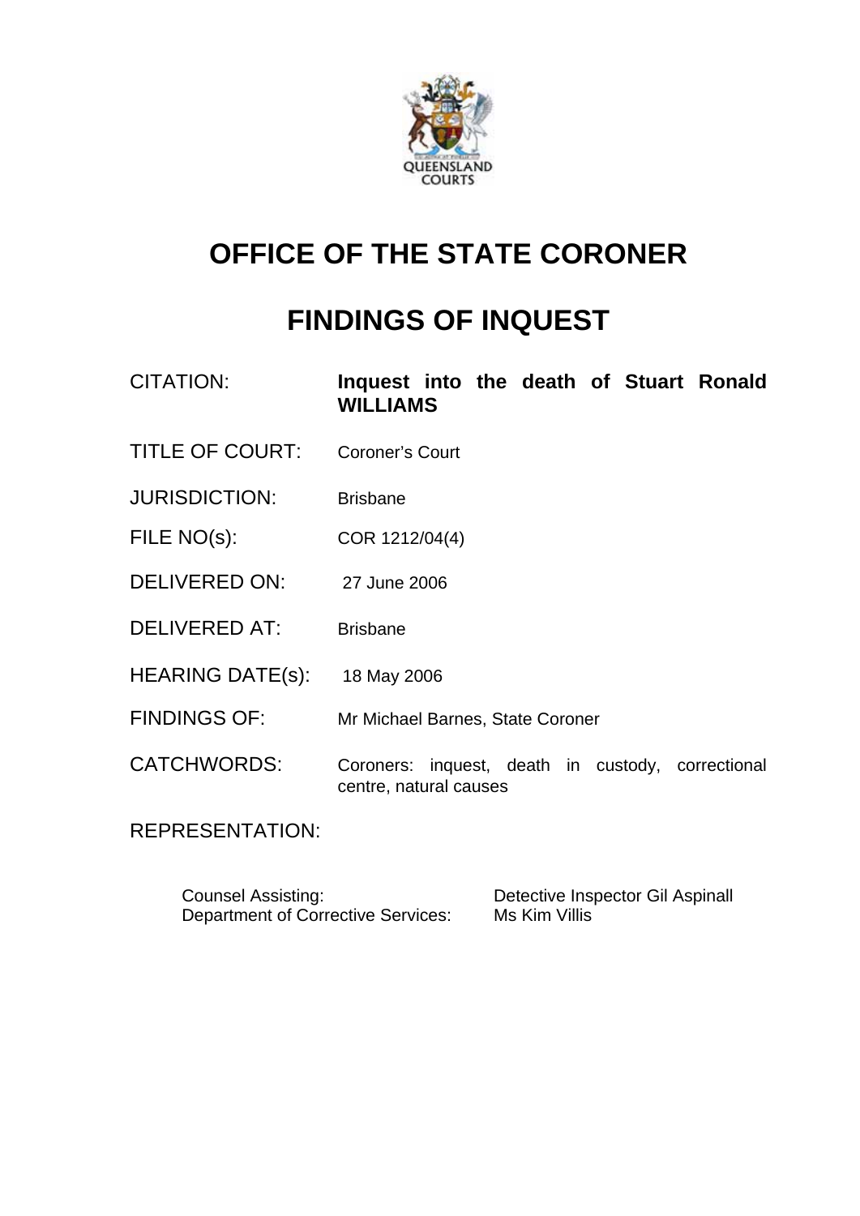QUEENSLAND COURTS

# OFFICE OF THE STATE CORONER

# FINDINGS OF INQUEST

| | |
|---|---|
| CITATION: | **Inquest into the death of Stuart Ronald WILLIAMS** |
| TITLE OF COURT: | Coroner's Court |
| JURISDICTION: | Brisbane |
| FILE NO(s): | COR 1212/04(4) |
| DELIVERED ON: | 27 June 2006 |
| DELIVERED AT: | Brisbane |
| HEARING DATE(s): | 18 May 2006 |
| FINDINGS OF: | Mr Michael Barnes, State Coroner |
| CATCHWORDS: | Coroners: inquest, death in custody, correctional centre, natural causes |

REPRESENTATION:

| | |
|---|---|
| Counsel Assisting: | Detective Inspector Gil Aspinall |
| Department of Corrective Services: | Ms Kim Villis |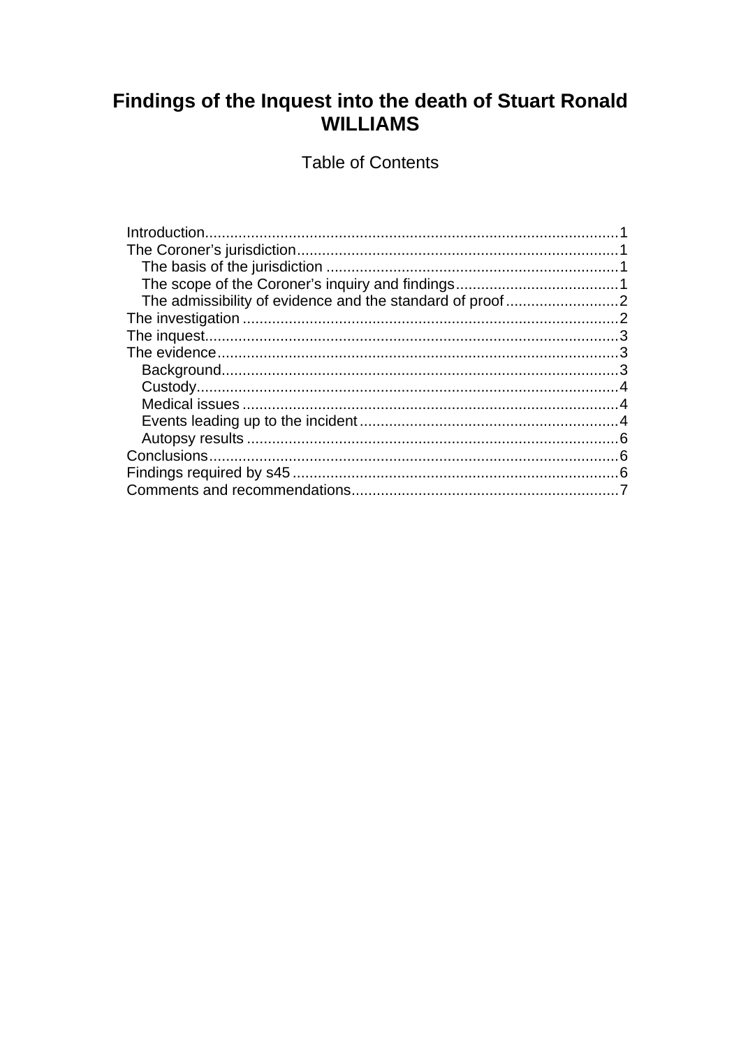# Findings of the Inquest into the death of Stuart Ronald WILLIAMS

Table of Contents

Introduction......................................................................................1
The Coroner's jurisdiction.............................................................1
- The basis of the jurisdiction ......................................................1
- The scope of the Coroner's inquiry and findings.......................................1
- The admissibility of evidence and the standard of proof...........................2

The investigation ..............................................................................2
The inquest.........................................................................................3
The evidence.......................................................................................3
- Background.........................................................................................3
- Custody...............................................................................................4
- Medical issues ....................................................................................4
- Events leading up to the incident.......................................................4
- Autopsy results ...................................................................................6

Conclusions........................................................................................6
Findings required by s45 ..................................................................6
Comments and recommendations.......................................................7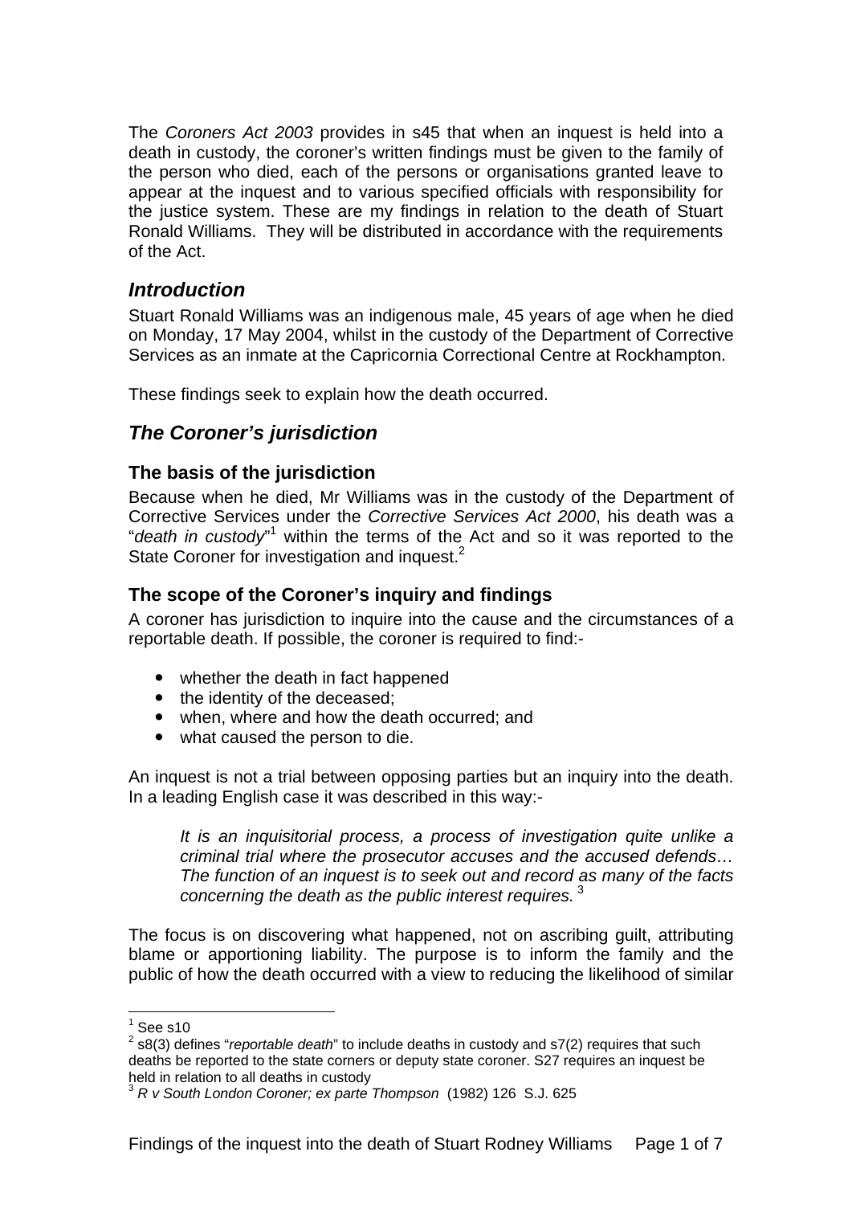The *Coroners Act 2003* provides in s45 that when an inquest is held into a death in custody, the coroner's written findings must be given to the family of the person who died, each of the persons or organisations granted leave to appear at the inquest and to various specified officials with responsibility for the justice system. These are my findings in relation to the death of Stuart Ronald Williams. They will be distributed in accordance with the requirements of the Act.

## *Introduction*

Stuart Ronald Williams was an indigenous male, 45 years of age when he died on Monday, 17 May 2004, whilst in the custody of the Department of Corrective Services as an inmate at the Capricornia Correctional Centre at Rockhampton.

These findings seek to explain how the death occurred.

## *The Coroner's jurisdiction*

### The basis of the jurisdiction

Because when he died, Mr Williams was in the custody of the Department of Corrective Services under the *Corrective Services Act 2000*, his death was a "*death in custody*"[1] within the terms of the Act and so it was reported to the State Coroner for investigation and inquest.[2]

### The scope of the Coroner's inquiry and findings

A coroner has jurisdiction to inquire into the cause and the circumstances of a reportable death. If possible, the coroner is required to find:-

- whether the death in fact happened
- the identity of the deceased;
- when, where and how the death occurred; and
- what caused the person to die.

An inquest is not a trial between opposing parties but an inquiry into the death. In a leading English case it was described in this way:-

> *It is an inquisitorial process, a process of investigation quite unlike a criminal trial where the prosecutor accuses and the accused defends… The function of an inquest is to seek out and record as many of the facts concerning the death as the public interest requires.* [3]

The focus is on discovering what happened, not on ascribing guilt, attributing blame or apportioning liability. The purpose is to inform the family and the public of how the death occurred with a view to reducing the likelihood of similar

---

[1] See s10

[2] s8(3) defines "*reportable death*" to include deaths in custody and s7(2) requires that such deaths be reported to the state corners or deputy state coroner. S27 requires an inquest be held in relation to all deaths in custody

[3] *R v South London Coroner; ex parte Thompson* (1982) 126 S.J. 625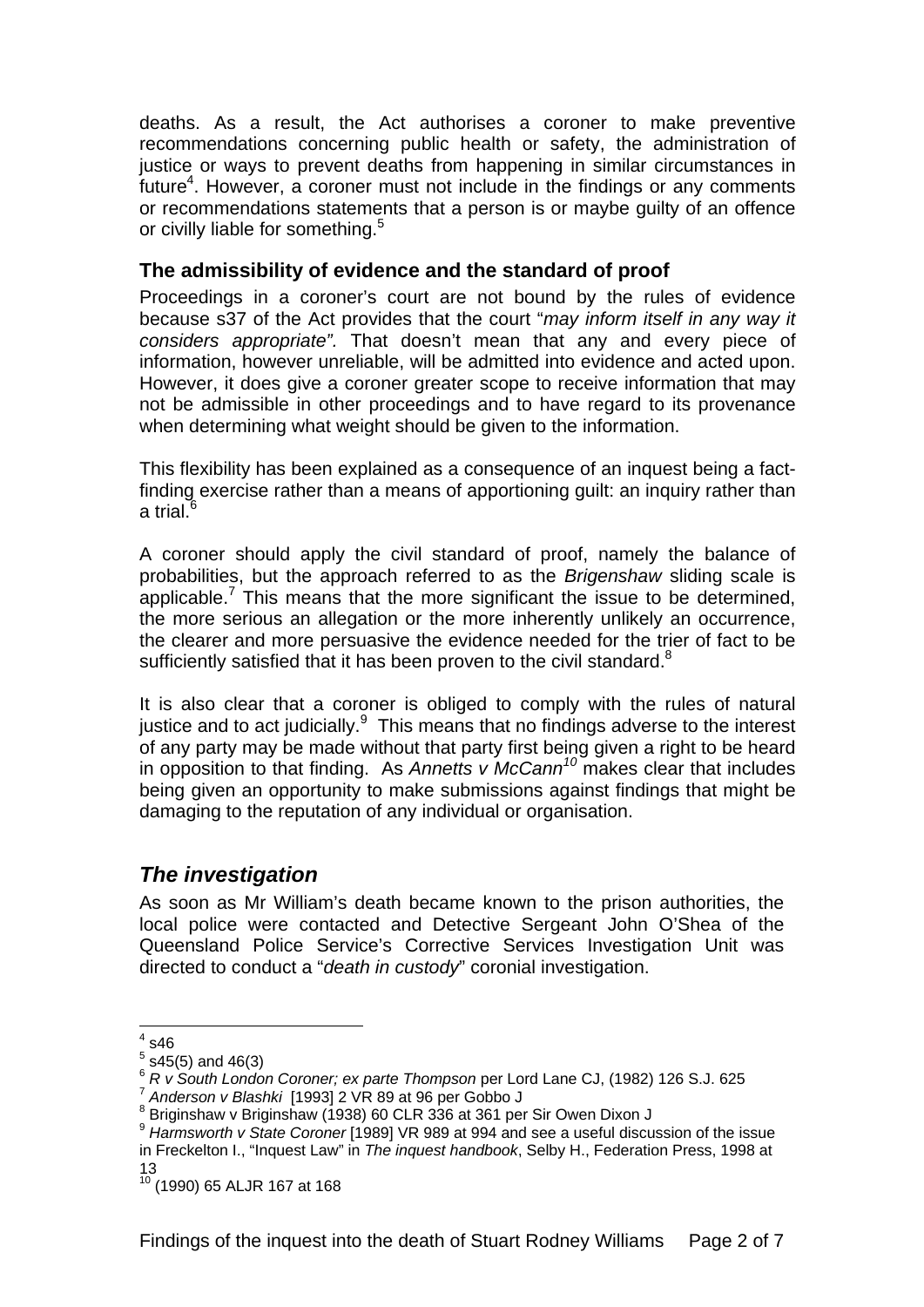deaths. As a result, the Act authorises a coroner to make preventive recommendations concerning public health or safety, the administration of justice or ways to prevent deaths from happening in similar circumstances in future[4]. However, a coroner must not include in the findings or any comments or recommendations statements that a person is or maybe guilty of an offence or civilly liable for something.[5]

### The admissibility of evidence and the standard of proof

Proceedings in a coroner's court are not bound by the rules of evidence because s37 of the Act provides that the court "*may inform itself in any way it considers appropriate".* That doesn't mean that any and every piece of information, however unreliable, will be admitted into evidence and acted upon. However, it does give a coroner greater scope to receive information that may not be admissible in other proceedings and to have regard to its provenance when determining what weight should be given to the information.

This flexibility has been explained as a consequence of an inquest being a fact-finding exercise rather than a means of apportioning guilt: an inquiry rather than a trial.[6]

A coroner should apply the civil standard of proof, namely the balance of probabilities, but the approach referred to as the *Brigenshaw* sliding scale is applicable.[7] This means that the more significant the issue to be determined, the more serious an allegation or the more inherently unlikely an occurrence, the clearer and more persuasive the evidence needed for the trier of fact to be sufficiently satisfied that it has been proven to the civil standard.[8]

It is also clear that a coroner is obliged to comply with the rules of natural justice and to act judicially.[9] This means that no findings adverse to the interest of any party may be made without that party first being given a right to be heard in opposition to that finding. As *Annetts v McCann*[10] makes clear that includes being given an opportunity to make submissions against findings that might be damaging to the reputation of any individual or organisation.

## *The investigation*

As soon as Mr William's death became known to the prison authorities, the local police were contacted and Detective Sergeant John O'Shea of the Queensland Police Service's Corrective Services Investigation Unit was directed to conduct a "*death in custody*" coronial investigation.

---

[4] s46

[5] s45(5) and 46(3)

[6] *R v South London Coroner; ex parte Thompson* per Lord Lane CJ, (1982) 126 S.J. 625

[7] *Anderson v Blashki* [1993] 2 VR 89 at 96 per Gobbo J

[8] Briginshaw v Briginshaw (1938) 60 CLR 336 at 361 per Sir Owen Dixon J

[9] *Harmsworth v State Coroner* [1989] VR 989 at 994 and see a useful discussion of the issue in Freckelton I., "Inquest Law" in *The inquest handbook*, Selby H., Federation Press, 1998 at 13

[10] (1990) 65 ALJR 167 at 168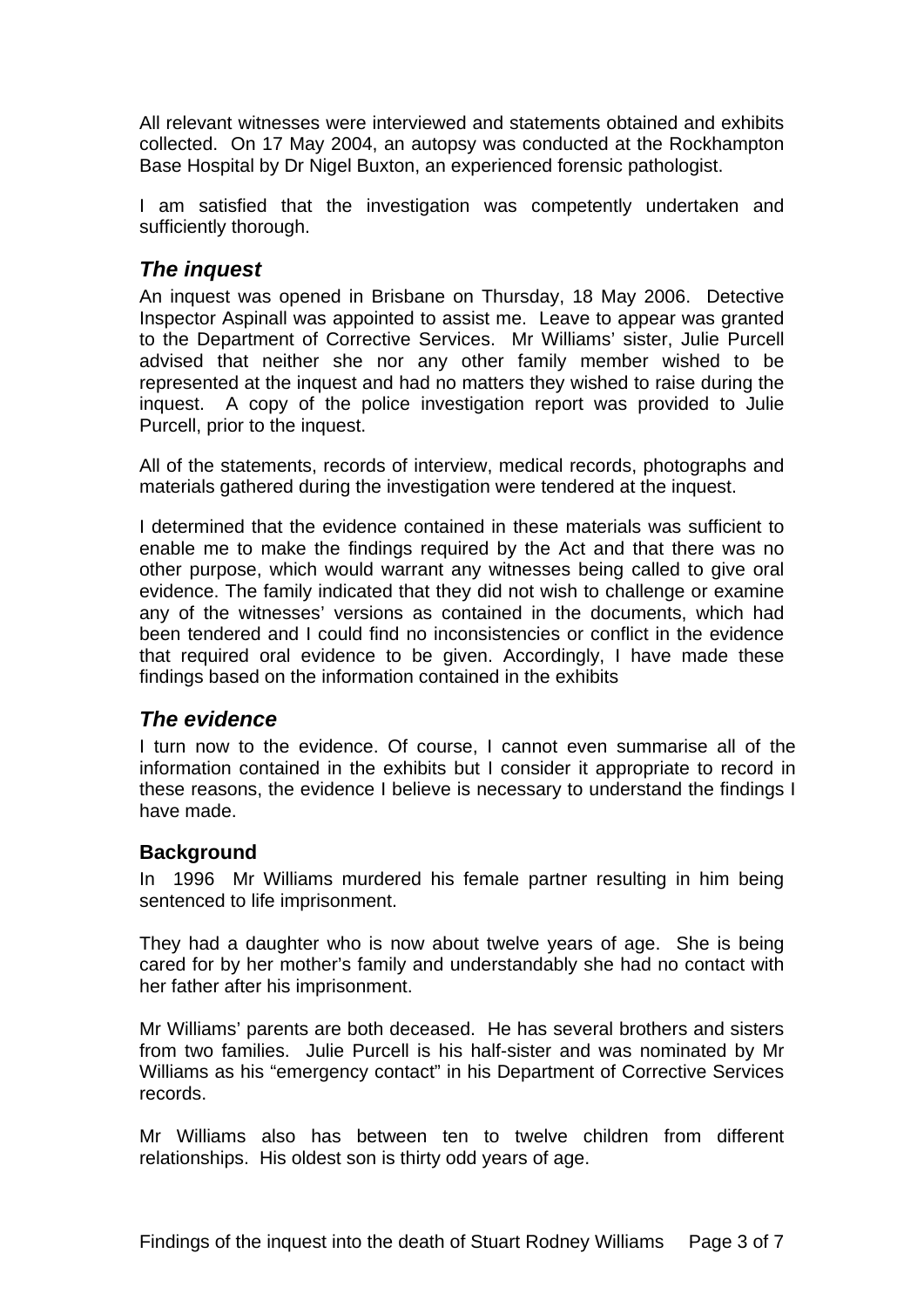All relevant witnesses were interviewed and statements obtained and exhibits collected. On 17 May 2004, an autopsy was conducted at the Rockhampton Base Hospital by Dr Nigel Buxton, an experienced forensic pathologist.

I am satisfied that the investigation was competently undertaken and sufficiently thorough.

## *The inquest*

An inquest was opened in Brisbane on Thursday, 18 May 2006. Detective Inspector Aspinall was appointed to assist me. Leave to appear was granted to the Department of Corrective Services. Mr Williams' sister, Julie Purcell advised that neither she nor any other family member wished to be represented at the inquest and had no matters they wished to raise during the inquest. A copy of the police investigation report was provided to Julie Purcell, prior to the inquest.

All of the statements, records of interview, medical records, photographs and materials gathered during the investigation were tendered at the inquest.

I determined that the evidence contained in these materials was sufficient to enable me to make the findings required by the Act and that there was no other purpose, which would warrant any witnesses being called to give oral evidence. The family indicated that they did not wish to challenge or examine any of the witnesses' versions as contained in the documents, which had been tendered and I could find no inconsistencies or conflict in the evidence that required oral evidence to be given. Accordingly, I have made these findings based on the information contained in the exhibits

## *The evidence*

I turn now to the evidence. Of course, I cannot even summarise all of the information contained in the exhibits but I consider it appropriate to record in these reasons, the evidence I believe is necessary to understand the findings I have made.

### **Background**

In 1996 Mr Williams murdered his female partner resulting in him being sentenced to life imprisonment.

They had a daughter who is now about twelve years of age. She is being cared for by her mother's family and understandably she had no contact with her father after his imprisonment.

Mr Williams' parents are both deceased. He has several brothers and sisters from two families. Julie Purcell is his half-sister and was nominated by Mr Williams as his "emergency contact" in his Department of Corrective Services records.

Mr Williams also has between ten to twelve children from different relationships. His oldest son is thirty odd years of age.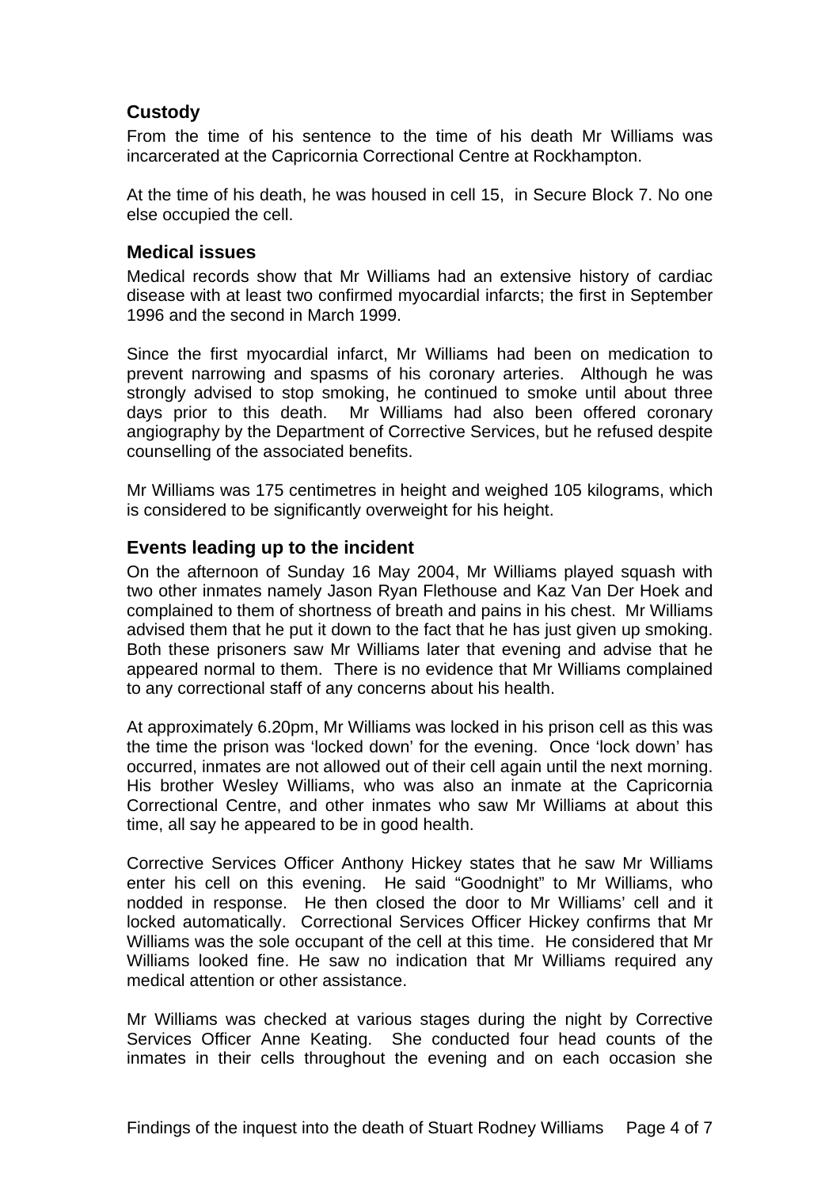## Custody

From the time of his sentence to the time of his death Mr Williams was incarcerated at the Capricornia Correctional Centre at Rockhampton.

At the time of his death, he was housed in cell 15, in Secure Block 7. No one else occupied the cell.

## Medical issues

Medical records show that Mr Williams had an extensive history of cardiac disease with at least two confirmed myocardial infarcts; the first in September 1996 and the second in March 1999.

Since the first myocardial infarct, Mr Williams had been on medication to prevent narrowing and spasms of his coronary arteries. Although he was strongly advised to stop smoking, he continued to smoke until about three days prior to this death. Mr Williams had also been offered coronary angiography by the Department of Corrective Services, but he refused despite counselling of the associated benefits.

Mr Williams was 175 centimetres in height and weighed 105 kilograms, which is considered to be significantly overweight for his height.

## Events leading up to the incident

On the afternoon of Sunday 16 May 2004, Mr Williams played squash with two other inmates namely Jason Ryan Flethouse and Kaz Van Der Hoek and complained to them of shortness of breath and pains in his chest. Mr Williams advised them that he put it down to the fact that he has just given up smoking. Both these prisoners saw Mr Williams later that evening and advise that he appeared normal to them. There is no evidence that Mr Williams complained to any correctional staff of any concerns about his health.

At approximately 6.20pm, Mr Williams was locked in his prison cell as this was the time the prison was 'locked down' for the evening. Once 'lock down' has occurred, inmates are not allowed out of their cell again until the next morning. His brother Wesley Williams, who was also an inmate at the Capricornia Correctional Centre, and other inmates who saw Mr Williams at about this time, all say he appeared to be in good health.

Corrective Services Officer Anthony Hickey states that he saw Mr Williams enter his cell on this evening. He said "Goodnight" to Mr Williams, who nodded in response. He then closed the door to Mr Williams' cell and it locked automatically. Correctional Services Officer Hickey confirms that Mr Williams was the sole occupant of the cell at this time. He considered that Mr Williams looked fine. He saw no indication that Mr Williams required any medical attention or other assistance.

Mr Williams was checked at various stages during the night by Corrective Services Officer Anne Keating. She conducted four head counts of the inmates in their cells throughout the evening and on each occasion she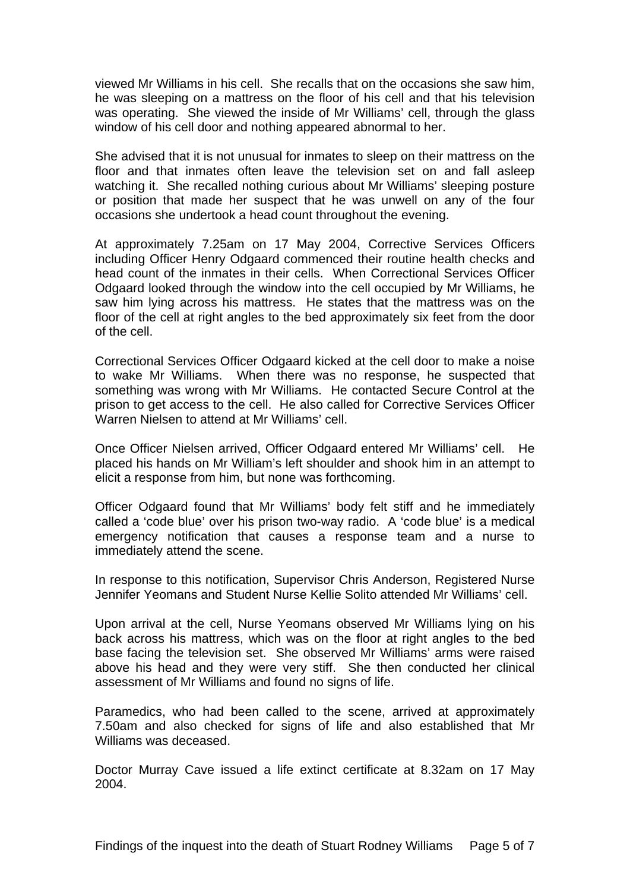viewed Mr Williams in his cell. She recalls that on the occasions she saw him, he was sleeping on a mattress on the floor of his cell and that his television was operating. She viewed the inside of Mr Williams' cell, through the glass window of his cell door and nothing appeared abnormal to her.

She advised that it is not unusual for inmates to sleep on their mattress on the floor and that inmates often leave the television set on and fall asleep watching it. She recalled nothing curious about Mr Williams' sleeping posture or position that made her suspect that he was unwell on any of the four occasions she undertook a head count throughout the evening.

At approximately 7.25am on 17 May 2004, Corrective Services Officers including Officer Henry Odgaard commenced their routine health checks and head count of the inmates in their cells. When Correctional Services Officer Odgaard looked through the window into the cell occupied by Mr Williams, he saw him lying across his mattress. He states that the mattress was on the floor of the cell at right angles to the bed approximately six feet from the door of the cell.

Correctional Services Officer Odgaard kicked at the cell door to make a noise to wake Mr Williams. When there was no response, he suspected that something was wrong with Mr Williams. He contacted Secure Control at the prison to get access to the cell. He also called for Corrective Services Officer Warren Nielsen to attend at Mr Williams' cell.

Once Officer Nielsen arrived, Officer Odgaard entered Mr Williams' cell. He placed his hands on Mr William's left shoulder and shook him in an attempt to elicit a response from him, but none was forthcoming.

Officer Odgaard found that Mr Williams' body felt stiff and he immediately called a 'code blue' over his prison two-way radio. A 'code blue' is a medical emergency notification that causes a response team and a nurse to immediately attend the scene.

In response to this notification, Supervisor Chris Anderson, Registered Nurse Jennifer Yeomans and Student Nurse Kellie Solito attended Mr Williams' cell.

Upon arrival at the cell, Nurse Yeomans observed Mr Williams lying on his back across his mattress, which was on the floor at right angles to the bed base facing the television set. She observed Mr Williams' arms were raised above his head and they were very stiff. She then conducted her clinical assessment of Mr Williams and found no signs of life.

Paramedics, who had been called to the scene, arrived at approximately 7.50am and also checked for signs of life and also established that Mr Williams was deceased.

Doctor Murray Cave issued a life extinct certificate at 8.32am on 17 May 2004.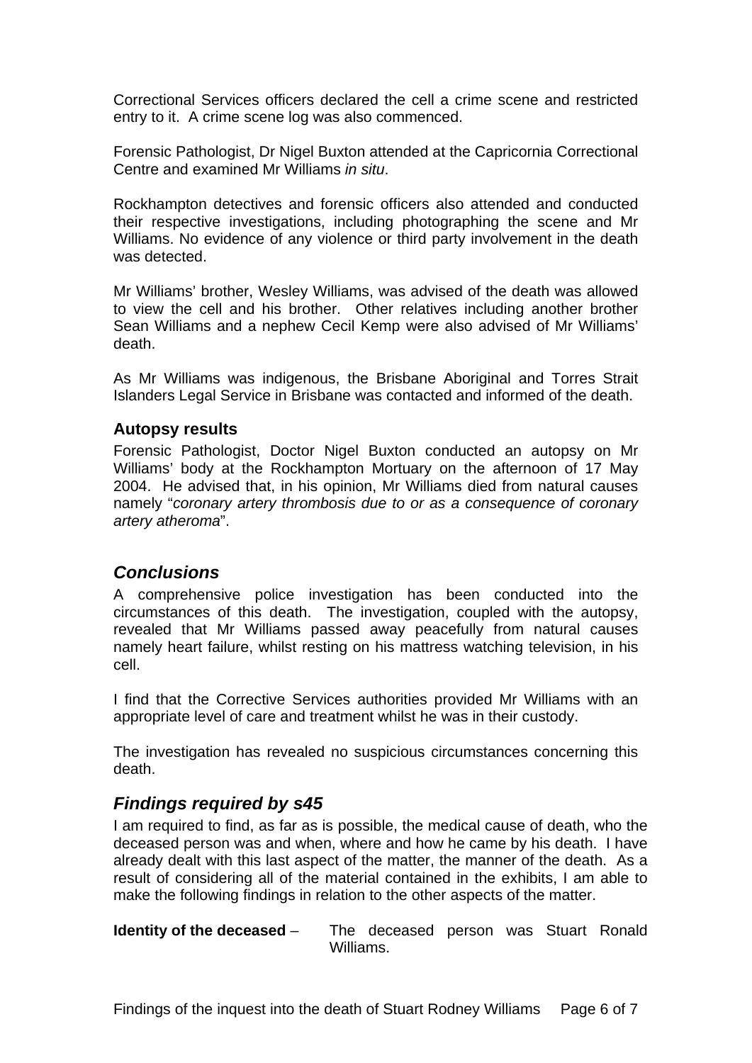Correctional Services officers declared the cell a crime scene and restricted entry to it. A crime scene log was also commenced.

Forensic Pathologist, Dr Nigel Buxton attended at the Capricornia Correctional Centre and examined Mr Williams *in situ*.

Rockhampton detectives and forensic officers also attended and conducted their respective investigations, including photographing the scene and Mr Williams. No evidence of any violence or third party involvement in the death was detected.

Mr Williams' brother, Wesley Williams, was advised of the death was allowed to view the cell and his brother. Other relatives including another brother Sean Williams and a nephew Cecil Kemp were also advised of Mr Williams' death.

As Mr Williams was indigenous, the Brisbane Aboriginal and Torres Strait Islanders Legal Service in Brisbane was contacted and informed of the death.

### Autopsy results

Forensic Pathologist, Doctor Nigel Buxton conducted an autopsy on Mr Williams' body at the Rockhampton Mortuary on the afternoon of 17 May 2004. He advised that, in his opinion, Mr Williams died from natural causes namely "*coronary artery thrombosis due to or as a consequence of coronary artery atheroma*".

## *Conclusions*

A comprehensive police investigation has been conducted into the circumstances of this death. The investigation, coupled with the autopsy, revealed that Mr Williams passed away peacefully from natural causes namely heart failure, whilst resting on his mattress watching television, in his cell.

I find that the Corrective Services authorities provided Mr Williams with an appropriate level of care and treatment whilst he was in their custody.

The investigation has revealed no suspicious circumstances concerning this death.

## *Findings required by s45*

I am required to find, as far as is possible, the medical cause of death, who the deceased person was and when, where and how he came by his death. I have already dealt with this last aspect of the matter, the manner of the death. As a result of considering all of the material contained in the exhibits, I am able to make the following findings in relation to the other aspects of the matter.

**Identity of the deceased** – The deceased person was Stuart Ronald Williams.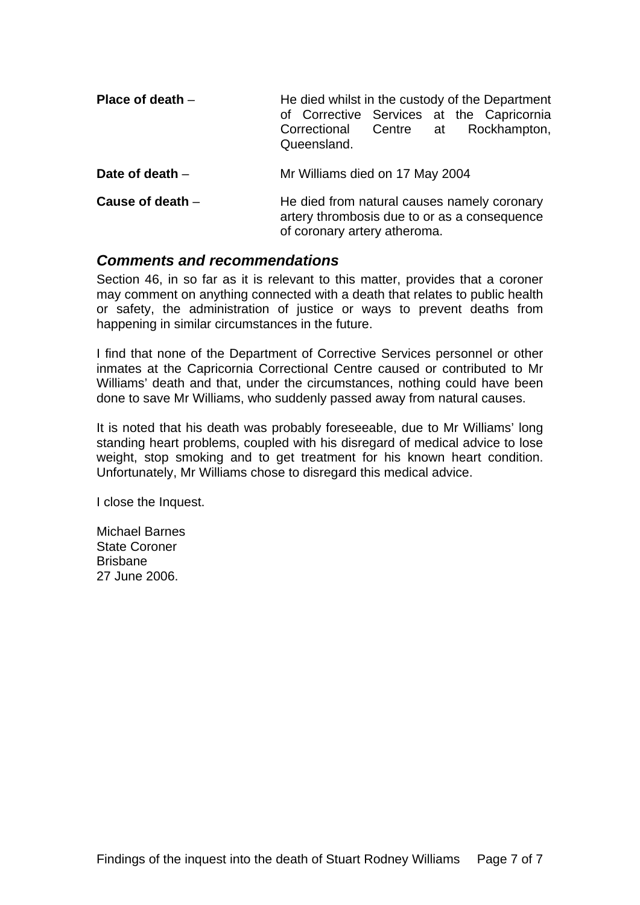**Place of death** – He died whilst in the custody of the Department of Corrective Services at the Capricornia Correctional Centre at Rockhampton, Queensland.

**Date of death** – Mr Williams died on 17 May 2004

**Cause of death** – He died from natural causes namely coronary artery thrombosis due to or as a consequence of coronary artery atheroma.

## *Comments and recommendations*

Section 46, in so far as it is relevant to this matter, provides that a coroner may comment on anything connected with a death that relates to public health or safety, the administration of justice or ways to prevent deaths from happening in similar circumstances in the future.

I find that none of the Department of Corrective Services personnel or other inmates at the Capricornia Correctional Centre caused or contributed to Mr Williams' death and that, under the circumstances, nothing could have been done to save Mr Williams, who suddenly passed away from natural causes.

It is noted that his death was probably foreseeable, due to Mr Williams' long standing heart problems, coupled with his disregard of medical advice to lose weight, stop smoking and to get treatment for his known heart condition. Unfortunately, Mr Williams chose to disregard this medical advice.

I close the Inquest.

Michael Barnes
State Coroner
Brisbane
27 June 2006.